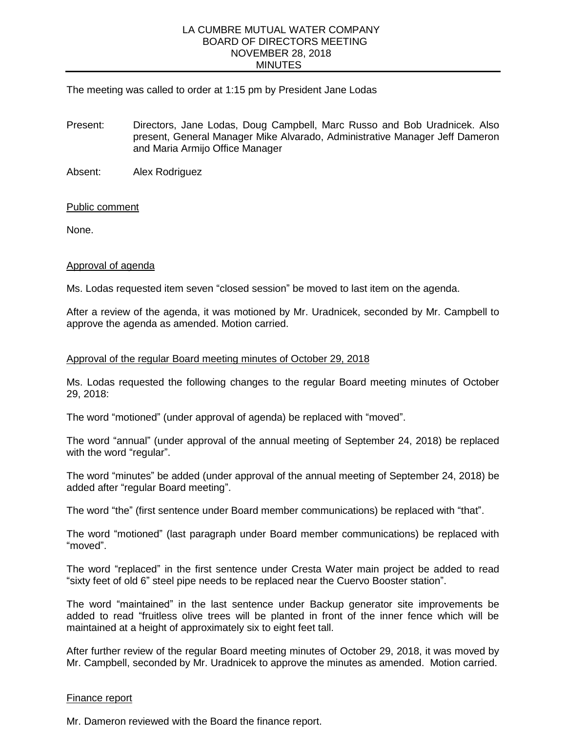# LA CUMBRE MUTUAL WATER COMPANY
## BOARD OF DIRECTORS MEETING
## NOVEMBER 28, 2018
## MINUTES

The meeting was called to order at 1:15 pm by President Jane Lodas

Present: Directors, Jane Lodas, Doug Campbell, Marc Russo and Bob Uradnicek. Also present, General Manager Mike Alvarado, Administrative Manager Jeff Dameron and Maria Armijo Office Manager

Absent: Alex Rodriguez

<u>Public comment</u>

None.

<u>Approval of agenda</u>

Ms. Lodas requested item seven "closed session" be moved to last item on the agenda.

After a review of the agenda, it was motioned by Mr. Uradnicek, seconded by Mr. Campbell to approve the agenda as amended. Motion carried.

<u>Approval of the regular Board meeting minutes of October 29, 2018</u>

Ms. Lodas requested the following changes to the regular Board meeting minutes of October 29, 2018:

The word "motioned" (under approval of agenda) be replaced with "moved".

The word "annual" (under approval of the annual meeting of September 24, 2018) be replaced with the word "regular".

The word "minutes" be added (under approval of the annual meeting of September 24, 2018) be added after "regular Board meeting".

The word "the" (first sentence under Board member communications) be replaced with "that".

The word "motioned" (last paragraph under Board member communications) be replaced with "moved".

The word "replaced" in the first sentence under Cresta Water main project be added to read "sixty feet of old 6" steel pipe needs to be replaced near the Cuervo Booster station".

The word "maintained" in the last sentence under Backup generator site improvements be added to read "fruitless olive trees will be planted in front of the inner fence which will be maintained at a height of approximately six to eight feet tall.

After further review of the regular Board meeting minutes of October 29, 2018, it was moved by Mr. Campbell, seconded by Mr. Uradnicek to approve the minutes as amended. Motion carried.

<u>Finance report</u>

Mr. Dameron reviewed with the Board the finance report.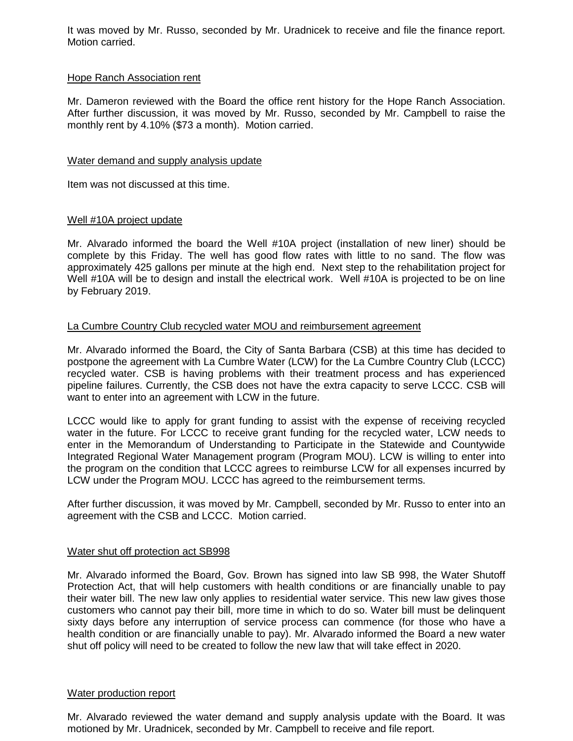It was moved by Mr. Russo, seconded by Mr. Uradnicek to receive and file the finance report. Motion carried.

Hope Ranch Association rent

Mr. Dameron reviewed with the Board the office rent history for the Hope Ranch Association. After further discussion, it was moved by Mr. Russo, seconded by Mr. Campbell to raise the monthly rent by 4.10% ($73 a month). Motion carried.

Water demand and supply analysis update

Item was not discussed at this time.

Well #10A project update

Mr. Alvarado informed the board the Well #10A project (installation of new liner) should be complete by this Friday. The well has good flow rates with little to no sand. The flow was approximately 425 gallons per minute at the high end. Next step to the rehabilitation project for Well #10A will be to design and install the electrical work. Well #10A is projected to be on line by February 2019.

La Cumbre Country Club recycled water MOU and reimbursement agreement

Mr. Alvarado informed the Board, the City of Santa Barbara (CSB) at this time has decided to postpone the agreement with La Cumbre Water (LCW) for the La Cumbre Country Club (LCCC) recycled water. CSB is having problems with their treatment process and has experienced pipeline failures. Currently, the CSB does not have the extra capacity to serve LCCC. CSB will want to enter into an agreement with LCW in the future.

LCCC would like to apply for grant funding to assist with the expense of receiving recycled water in the future. For LCCC to receive grant funding for the recycled water, LCW needs to enter in the Memorandum of Understanding to Participate in the Statewide and Countywide Integrated Regional Water Management program (Program MOU). LCW is willing to enter into the program on the condition that LCCC agrees to reimburse LCW for all expenses incurred by LCW under the Program MOU. LCCC has agreed to the reimbursement terms.

After further discussion, it was moved by Mr. Campbell, seconded by Mr. Russo to enter into an agreement with the CSB and LCCC. Motion carried.

Water shut off protection act SB998

Mr. Alvarado informed the Board, Gov. Brown has signed into law SB 998, the Water Shutoff Protection Act, that will help customers with health conditions or are financially unable to pay their water bill. The new law only applies to residential water service. This new law gives those customers who cannot pay their bill, more time in which to do so. Water bill must be delinquent sixty days before any interruption of service process can commence (for those who have a health condition or are financially unable to pay). Mr. Alvarado informed the Board a new water shut off policy will need to be created to follow the new law that will take effect in 2020.

Water production report

Mr. Alvarado reviewed the water demand and supply analysis update with the Board. It was motioned by Mr. Uradnicek, seconded by Mr. Campbell to receive and file report.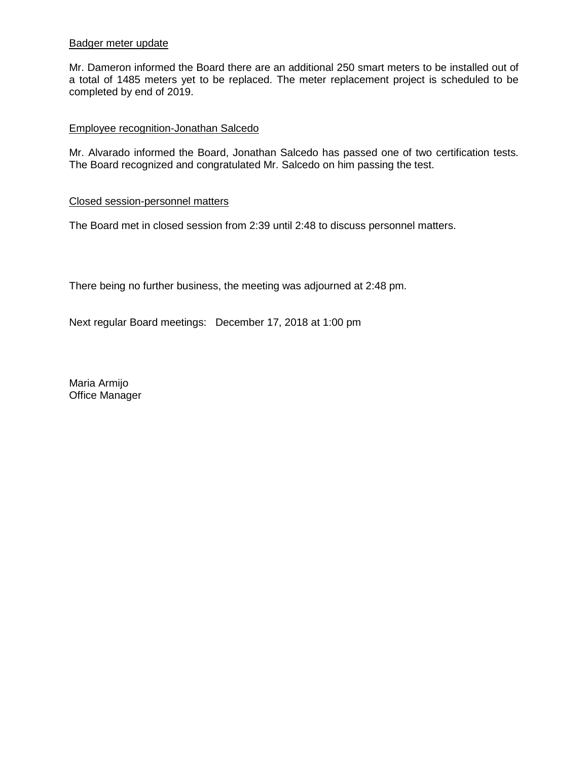<u>Badger meter update</u>

Mr. Dameron informed the Board there are an additional 250 smart meters to be installed out of a total of 1485 meters yet to be replaced. The meter replacement project is scheduled to be completed by end of 2019.

<u>Employee recognition-Jonathan Salcedo</u>

Mr. Alvarado informed the Board, Jonathan Salcedo has passed one of two certification tests. The Board recognized and congratulated Mr. Salcedo on him passing the test.

<u>Closed session-personnel matters</u>

The Board met in closed session from 2:39 until 2:48 to discuss personnel matters.

There being no further business, the meeting was adjourned at 2:48 pm.

Next regular Board meetings: December 17, 2018 at 1:00 pm

Maria Armijo
Office Manager